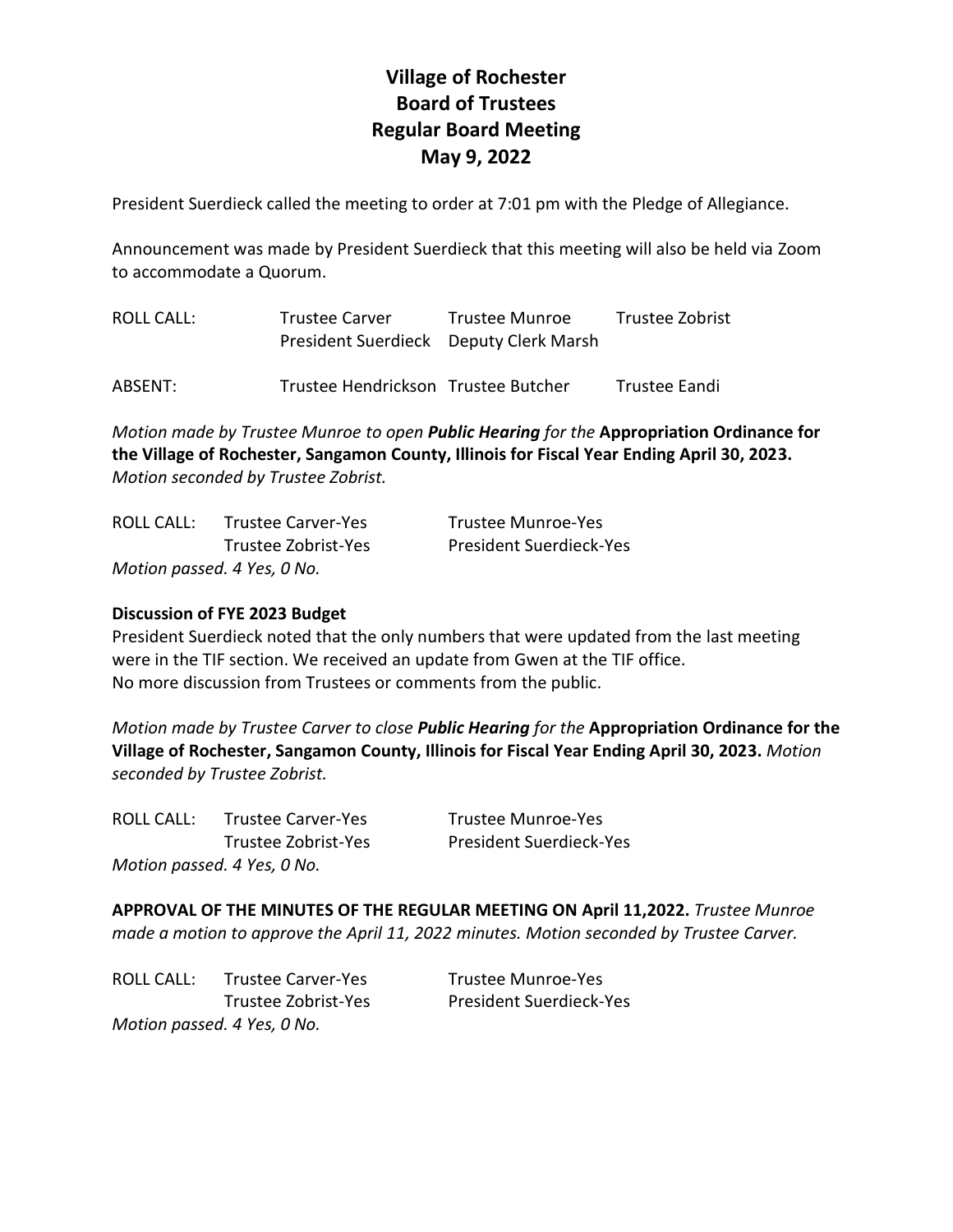# Village of Rochester
# Board of Trustees
# Regular Board Meeting
# May 9, 2022

President Suerdieck called the meeting to order at 7:01 pm with the Pledge of Allegiance.

Announcement was made by President Suerdieck that this meeting will also be held via Zoom to accommodate a Quorum.

| | | | |
|---|---|---|---|
| ROLL CALL: | Trustee Carver | Trustee Munroe | Trustee Zobrist |
| | President Suerdieck | Deputy Clerk Marsh | |
| ABSENT: | Trustee Hendrickson | Trustee Butcher | Trustee Eandi |

*Motion made by Trustee Munroe to open* ***Public Hearing*** *for the* **Appropriation Ordinance for the Village of Rochester, Sangamon County, Illinois for Fiscal Year Ending April 30, 2023.** *Motion seconded by Trustee Zobrist.*

| | | |
|---|---|---|
| ROLL CALL: | Trustee Carver-Yes | Trustee Munroe-Yes |
| | Trustee Zobrist-Yes | President Suerdieck-Yes |

*Motion passed. 4 Yes, 0 No.*

**Discussion of FYE 2023 Budget**

President Suerdieck noted that the only numbers that were updated from the last meeting were in the TIF section. We received an update from Gwen at the TIF office.
No more discussion from Trustees or comments from the public.

*Motion made by Trustee Carver to close* ***Public Hearing*** *for the* **Appropriation Ordinance for the Village of Rochester, Sangamon County, Illinois for Fiscal Year Ending April 30, 2023.** *Motion seconded by Trustee Zobrist.*

| | | |
|---|---|---|
| ROLL CALL: | Trustee Carver-Yes | Trustee Munroe-Yes |
| | Trustee Zobrist-Yes | President Suerdieck-Yes |

*Motion passed. 4 Yes, 0 No.*

**APPROVAL OF THE MINUTES OF THE REGULAR MEETING ON April 11,2022.** *Trustee Munroe made a motion to approve the April 11, 2022 minutes. Motion seconded by Trustee Carver.*

| | | |
|---|---|---|
| ROLL CALL: | Trustee Carver-Yes | Trustee Munroe-Yes |
| | Trustee Zobrist-Yes | President Suerdieck-Yes |

*Motion passed. 4 Yes, 0 No.*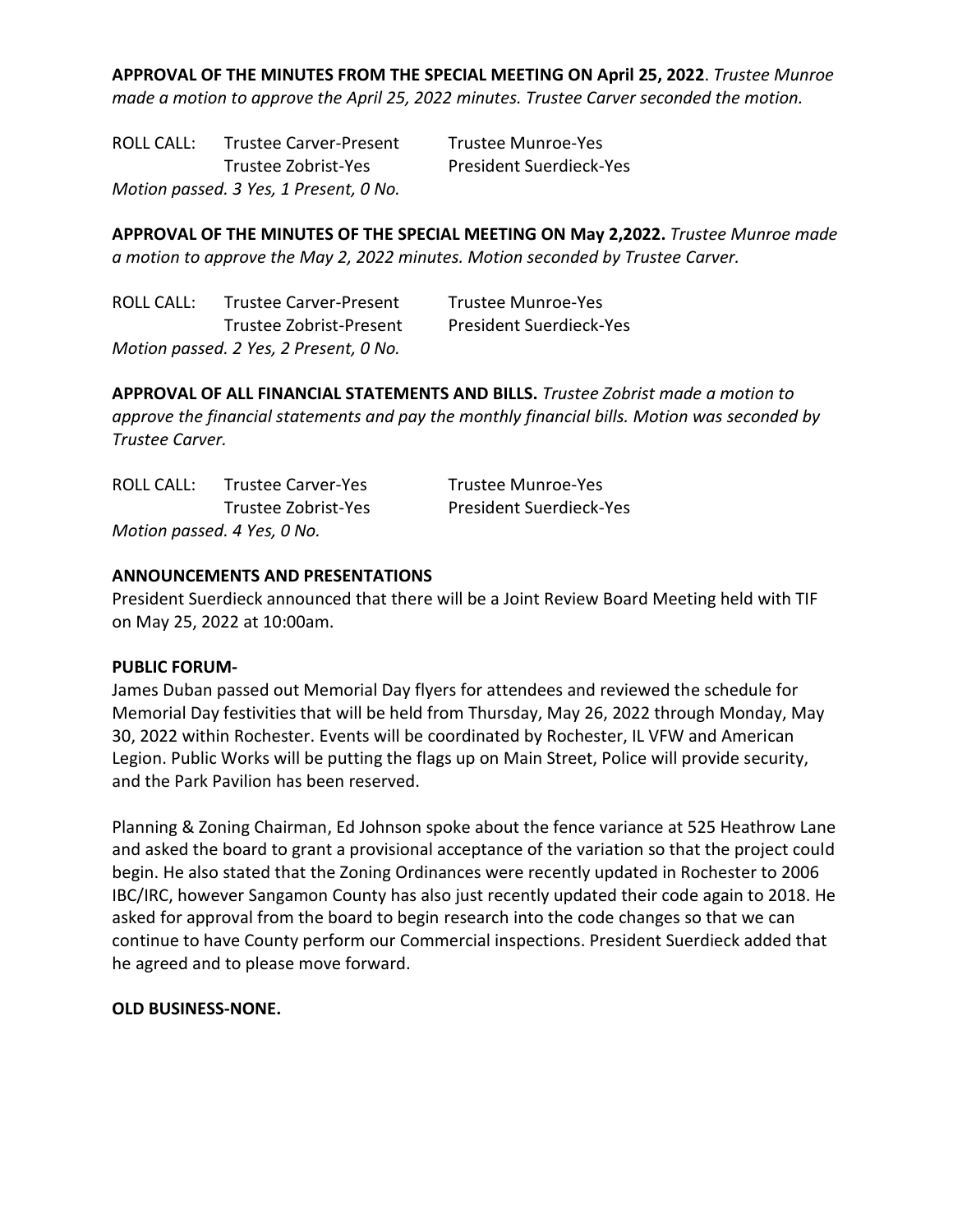**APPROVAL OF THE MINUTES FROM THE SPECIAL MEETING ON April 25, 2022**. *Trustee Munroe made a motion to approve the April 25, 2022 minutes. Trustee Carver seconded the motion.*

| ROLL CALL: | Trustee Carver-Present | Trustee Munroe-Yes |
|---|---|---|
| | Trustee Zobrist-Yes | President Suerdieck-Yes |

*Motion passed. 3 Yes, 1 Present, 0 No.*

**APPROVAL OF THE MINUTES OF THE SPECIAL MEETING ON May 2,2022.** *Trustee Munroe made a motion to approve the May 2, 2022 minutes. Motion seconded by Trustee Carver.*

| ROLL CALL: | Trustee Carver-Present | Trustee Munroe-Yes |
|---|---|---|
| | Trustee Zobrist-Present | President Suerdieck-Yes |

*Motion passed. 2 Yes, 2 Present, 0 No.*

**APPROVAL OF ALL FINANCIAL STATEMENTS AND BILLS.** *Trustee Zobrist made a motion to approve the financial statements and pay the monthly financial bills. Motion was seconded by Trustee Carver.*

| ROLL CALL: | Trustee Carver-Yes | Trustee Munroe-Yes |
|---|---|---|
| | Trustee Zobrist-Yes | President Suerdieck-Yes |

*Motion passed. 4 Yes, 0 No.*

**ANNOUNCEMENTS AND PRESENTATIONS**

President Suerdieck announced that there will be a Joint Review Board Meeting held with TIF on May 25, 2022 at 10:00am.

**PUBLIC FORUM-**

James Duban passed out Memorial Day flyers for attendees and reviewed the schedule for Memorial Day festivities that will be held from Thursday, May 26, 2022 through Monday, May 30, 2022 within Rochester. Events will be coordinated by Rochester, IL VFW and American Legion. Public Works will be putting the flags up on Main Street, Police will provide security, and the Park Pavilion has been reserved.

Planning & Zoning Chairman, Ed Johnson spoke about the fence variance at 525 Heathrow Lane and asked the board to grant a provisional acceptance of the variation so that the project could begin. He also stated that the Zoning Ordinances were recently updated in Rochester to 2006 IBC/IRC, however Sangamon County has also just recently updated their code again to 2018. He asked for approval from the board to begin research into the code changes so that we can continue to have County perform our Commercial inspections. President Suerdieck added that he agreed and to please move forward.

**OLD BUSINESS-NONE.**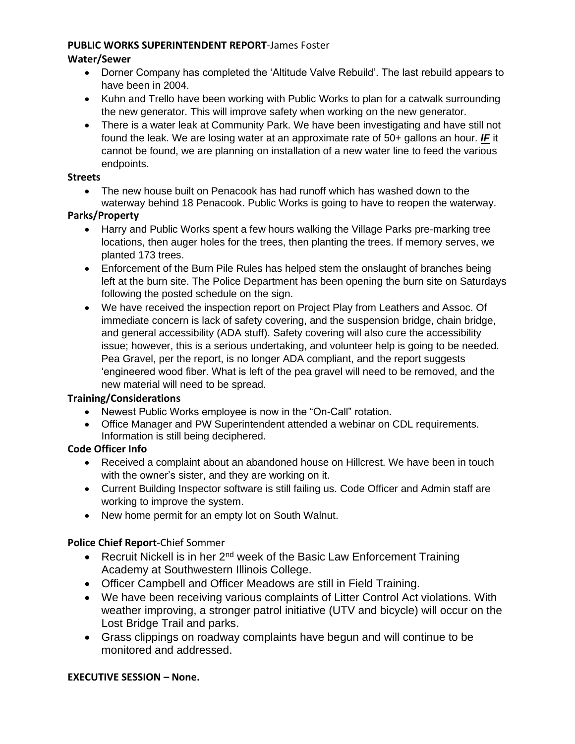**PUBLIC WORKS SUPERINTENDENT REPORT**-James Foster

**Water/Sewer**

- Dorner Company has completed the 'Altitude Valve Rebuild'. The last rebuild appears to have been in 2004.
- Kuhn and Trello have been working with Public Works to plan for a catwalk surrounding the new generator. This will improve safety when working on the new generator.
- There is a water leak at Community Park. We have been investigating and have still not found the leak. We are losing water at an approximate rate of 50+ gallons an hour. ***IF*** it cannot be found, we are planning on installation of a new water line to feed the various endpoints.

**Streets**

- The new house built on Penacook has had runoff which has washed down to the waterway behind 18 Penacook. Public Works is going to have to reopen the waterway.

**Parks/Property**

- Harry and Public Works spent a few hours walking the Village Parks pre-marking tree locations, then auger holes for the trees, then planting the trees. If memory serves, we planted 173 trees.
- Enforcement of the Burn Pile Rules has helped stem the onslaught of branches being left at the burn site. The Police Department has been opening the burn site on Saturdays following the posted schedule on the sign.
- We have received the inspection report on Project Play from Leathers and Assoc. Of immediate concern is lack of safety covering, and the suspension bridge, chain bridge, and general accessibility (ADA stuff). Safety covering will also cure the accessibility issue; however, this is a serious undertaking, and volunteer help is going to be needed. Pea Gravel, per the report, is no longer ADA compliant, and the report suggests 'engineered wood fiber. What is left of the pea gravel will need to be removed, and the new material will need to be spread.

**Training/Considerations**

- Newest Public Works employee is now in the "On-Call" rotation.
- Office Manager and PW Superintendent attended a webinar on CDL requirements. Information is still being deciphered.

**Code Officer Info**

- Received a complaint about an abandoned house on Hillcrest. We have been in touch with the owner's sister, and they are working on it.
- Current Building Inspector software is still failing us. Code Officer and Admin staff are working to improve the system.
- New home permit for an empty lot on South Walnut.

**Police Chief Report**-Chief Sommer

- Recruit Nickell is in her 2nd week of the Basic Law Enforcement Training Academy at Southwestern Illinois College.
- Officer Campbell and Officer Meadows are still in Field Training.
- We have been receiving various complaints of Litter Control Act violations. With weather improving, a stronger patrol initiative (UTV and bicycle) will occur on the Lost Bridge Trail and parks.
- Grass clippings on roadway complaints have begun and will continue to be monitored and addressed.

**EXECUTIVE SESSION – None.**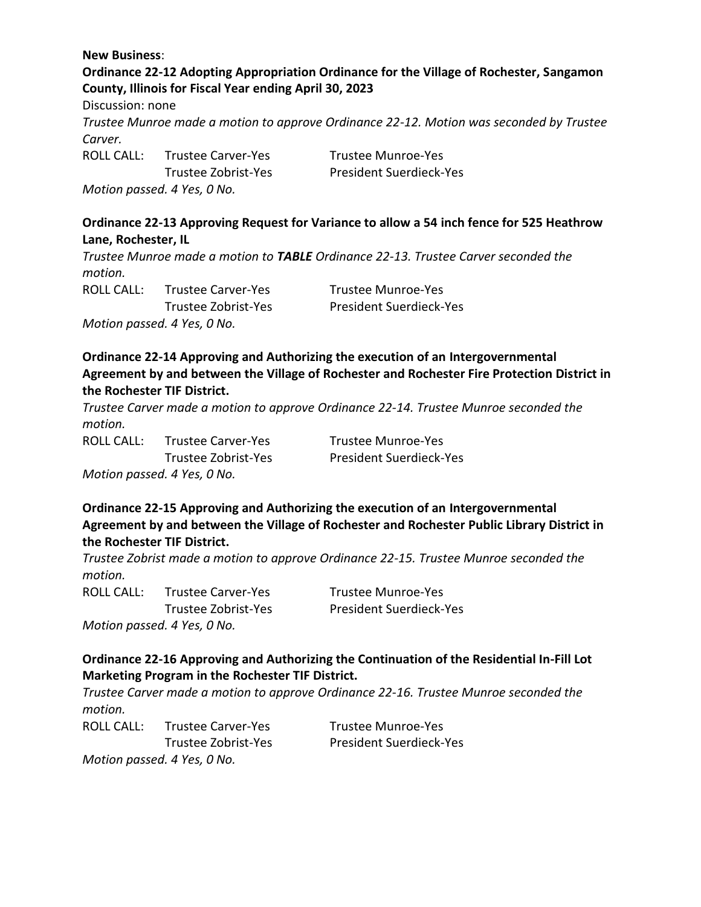**New Business**:

**Ordinance 22-12 Adopting Appropriation Ordinance for the Village of Rochester, Sangamon County, Illinois for Fiscal Year ending April 30, 2023**

Discussion: none

*Trustee Munroe made a motion to approve Ordinance 22-12. Motion was seconded by Trustee Carver.*

ROLL CALL: Trustee Carver-Yes Trustee Munroe-Yes
Trustee Zobrist-Yes President Suerdieck-Yes

*Motion passed. 4 Yes, 0 No.*

**Ordinance 22-13 Approving Request for Variance to allow a 54 inch fence for 525 Heathrow Lane, Rochester, IL**

*Trustee Munroe made a motion to* ***TABLE*** *Ordinance 22-13. Trustee Carver seconded the motion.*

ROLL CALL: Trustee Carver-Yes Trustee Munroe-Yes
Trustee Zobrist-Yes President Suerdieck-Yes

*Motion passed. 4 Yes, 0 No.*

**Ordinance 22-14 Approving and Authorizing the execution of an Intergovernmental Agreement by and between the Village of Rochester and Rochester Fire Protection District in the Rochester TIF District.**

*Trustee Carver made a motion to approve Ordinance 22-14. Trustee Munroe seconded the motion.*

ROLL CALL: Trustee Carver-Yes Trustee Munroe-Yes
Trustee Zobrist-Yes President Suerdieck-Yes

*Motion passed. 4 Yes, 0 No.*

**Ordinance 22-15 Approving and Authorizing the execution of an Intergovernmental Agreement by and between the Village of Rochester and Rochester Public Library District in the Rochester TIF District.**

*Trustee Zobrist made a motion to approve Ordinance 22-15. Trustee Munroe seconded the motion.*

ROLL CALL: Trustee Carver-Yes Trustee Munroe-Yes
Trustee Zobrist-Yes President Suerdieck-Yes

*Motion passed. 4 Yes, 0 No.*

**Ordinance 22-16 Approving and Authorizing the Continuation of the Residential In-Fill Lot Marketing Program in the Rochester TIF District.**

*Trustee Carver made a motion to approve Ordinance 22-16. Trustee Munroe seconded the motion.*

ROLL CALL: Trustee Carver-Yes Trustee Munroe-Yes
Trustee Zobrist-Yes President Suerdieck-Yes

*Motion passed. 4 Yes, 0 No.*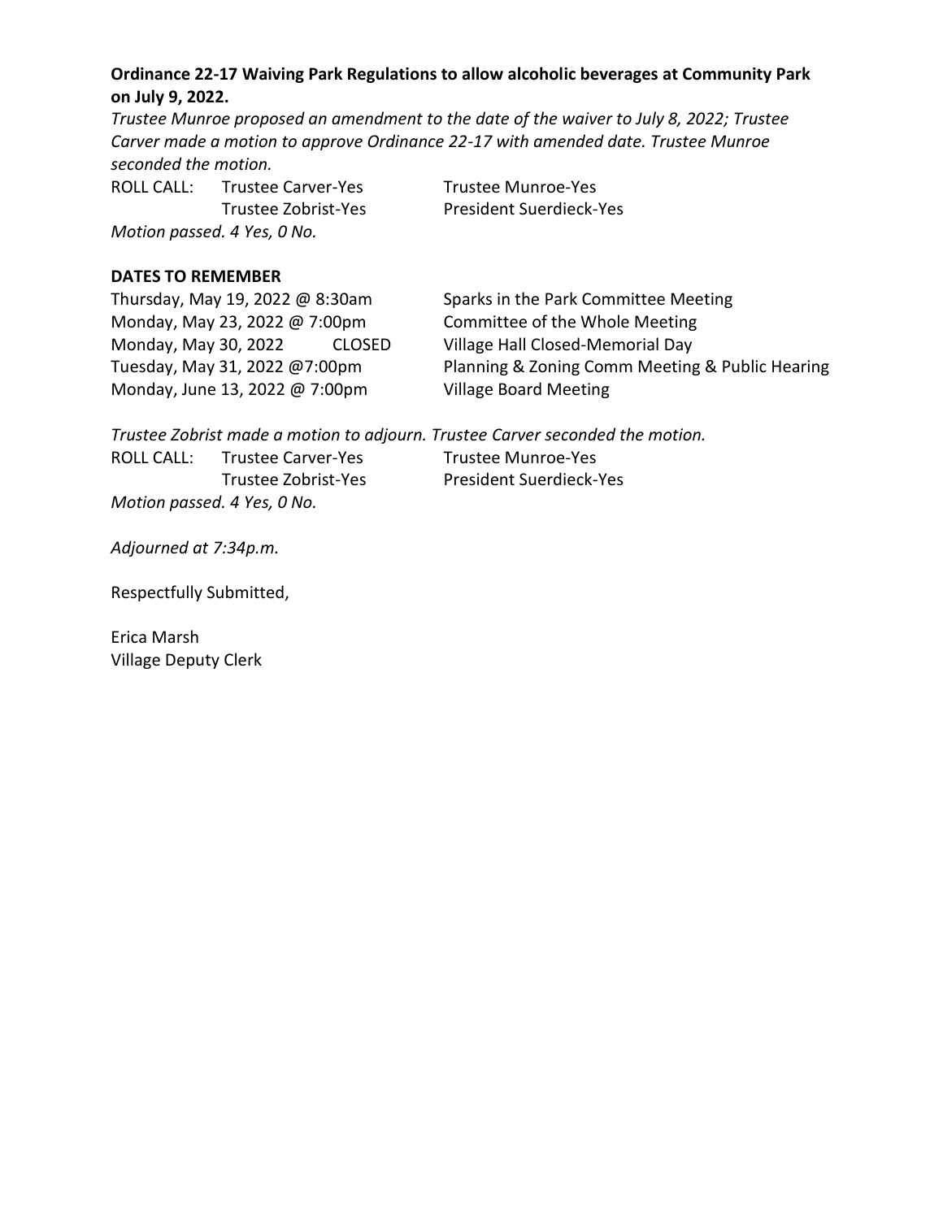**Ordinance 22-17 Waiving Park Regulations to allow alcoholic beverages at Community Park on July 9, 2022.**

*Trustee Munroe proposed an amendment to the date of the waiver to July 8, 2022; Trustee Carver made a motion to approve Ordinance 22-17 with amended date. Trustee Munroe seconded the motion.*

| | | |
|---|---|---|
| ROLL CALL: | Trustee Carver-Yes | Trustee Munroe-Yes |
| | Trustee Zobrist-Yes | President Suerdieck-Yes |

*Motion passed. 4 Yes, 0 No.*

**DATES TO REMEMBER**

| | |
|---|---|
| Thursday, May 19, 2022 @ 8:30am | Sparks in the Park Committee Meeting |
| Monday, May 23, 2022 @ 7:00pm | Committee of the Whole Meeting |
| Monday, May 30, 2022 CLOSED | Village Hall Closed-Memorial Day |
| Tuesday, May 31, 2022 @7:00pm | Planning & Zoning Comm Meeting & Public Hearing |
| Monday, June 13, 2022 @ 7:00pm | Village Board Meeting |

*Trustee Zobrist made a motion to adjourn. Trustee Carver seconded the motion.*

| | | |
|---|---|---|
| ROLL CALL: | Trustee Carver-Yes | Trustee Munroe-Yes |
| | Trustee Zobrist-Yes | President Suerdieck-Yes |

*Motion passed. 4 Yes, 0 No.*

*Adjourned at 7:34p.m.*

Respectfully Submitted,

Erica Marsh
Village Deputy Clerk